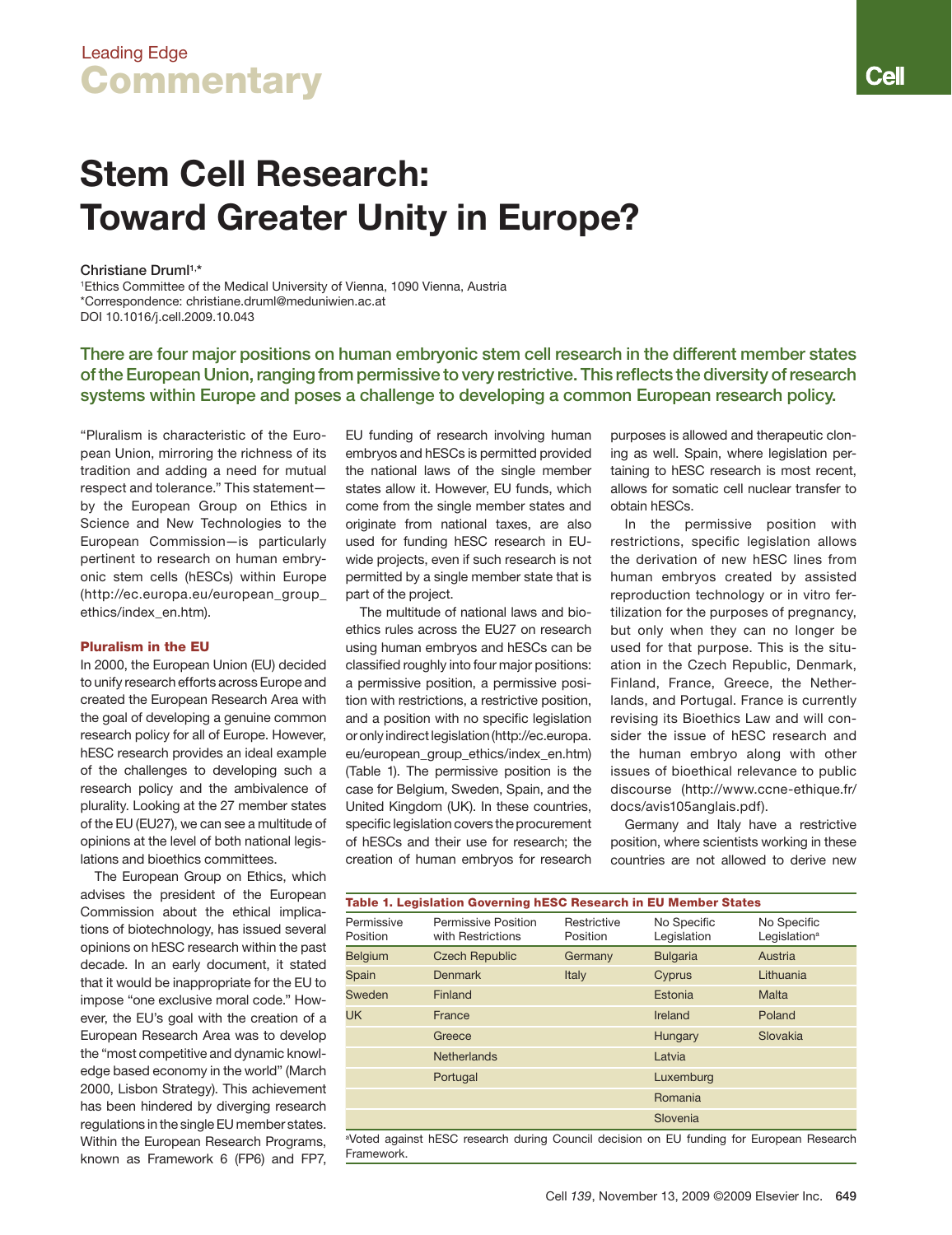Leading Edge

# Commentary

# Stem Cell Research: Toward Greater Unity in Europe?

Christiane Druml[1,*]

[1]Ethics Committee of the Medical University of Vienna, 1090 Vienna, Austria
*Correspondence: christiane.druml@meduniwien.ac.at
DOI 10.1016/j.cell.2009.10.043

**There are four major positions on human embryonic stem cell research in the different member states of the European Union, ranging from permissive to very restrictive. This reflects the diversity of research systems within Europe and poses a challenge to developing a common European research policy.**

"Pluralism is characteristic of the European Union, mirroring the richness of its tradition and adding a need for mutual respect and tolerance." This statement—by the European Group on Ethics in Science and New Technologies to the European Commission—is particularly pertinent to research on human embryonic stem cells (hESCs) within Europe (http://ec.europa.eu/european_group_ethics/index_en.htm).

## Pluralism in the EU

In 2000, the European Union (EU) decided to unify research efforts across Europe and created the European Research Area with the goal of developing a genuine common research policy for all of Europe. However, hESC research provides an ideal example of the challenges to developing such a research policy and the ambivalence of plurality. Looking at the 27 member states of the EU (EU27), we can see a multitude of opinions at the level of both national legislations and bioethics committees.

The European Group on Ethics, which advises the president of the European Commission about the ethical implications of biotechnology, has issued several opinions on hESC research within the past decade. In an early document, it stated that it would be inappropriate for the EU to impose "one exclusive moral code." However, the EU's goal with the creation of a European Research Area was to develop the "most competitive and dynamic knowledge based economy in the world" (March 2000, Lisbon Strategy). This achievement has been hindered by diverging research regulations in the single EU member states. Within the European Research Programs, known as Framework 6 (FP6) and FP7, EU funding of research involving human embryos and hESCs is permitted provided the national laws of the single member states allow it. However, EU funds, which come from the single member states and originate from national taxes, are also used for funding hESC research in EU-wide projects, even if such research is not permitted by a single member state that is part of the project.

The multitude of national laws and bioethics rules across the EU27 on research using human embryos and hESCs can be classified roughly into four major positions: a permissive position, a permissive position with restrictions, a restrictive position, and a position with no specific legislation or only indirect legislation (http://ec.europa.eu/european_group_ethics/index_en.htm) (Table 1). The permissive position is the case for Belgium, Sweden, Spain, and the United Kingdom (UK). In these countries, specific legislation covers the procurement of hESCs and their use for research; the creation of human embryos for research purposes is allowed and therapeutic cloning as well. Spain, where legislation pertaining to hESC research is most recent, allows for somatic cell nuclear transfer to obtain hESCs.

In the permissive position with restrictions, specific legislation allows the derivation of new hESC lines from human embryos created by assisted reproduction technology or in vitro fertilization for the purposes of pregnancy, but only when they can no longer be used for that purpose. This is the situation in the Czech Republic, Denmark, Finland, France, Greece, the Netherlands, and Portugal. France is currently revising its Bioethics Law and will consider the issue of hESC research and the human embryo along with other issues of bioethical relevance to public discourse (http://www.ccne-ethique.fr/docs/avis105anglais.pdf).

Germany and Italy have a restrictive position, where scientists working in these countries are not allowed to derive new

**Table 1. Legislation Governing hESC Research in EU Member States**

| Permissive Position | Permissive Position with Restrictions | Restrictive Position | No Specific Legislation | No Specific Legislation[a] |
|---|---|---|---|---|
| Belgium | Czech Republic | Germany | Bulgaria | Austria |
| Spain | Denmark | Italy | Cyprus | Lithuania |
| Sweden | Finland | | Estonia | Malta |
| UK | France | | Ireland | Poland |
| | Greece | | Hungary | Slovakia |
| | Netherlands | | Latvia | |
| | Portugal | | Luxemburg | |
| | | | Romania | |
| | | | Slovenia | |

[a]Voted against hESC research during Council decision on EU funding for European Research Framework.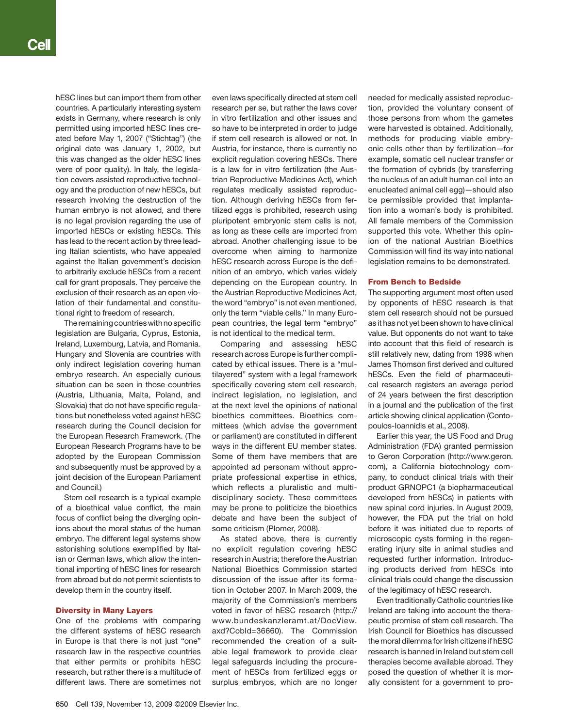hESC lines but can import them from other countries. A particularly interesting system exists in Germany, where research is only permitted using imported hESC lines created before May 1, 2007 ("Stichtag") (the original date was January 1, 2002, but this was changed as the older hESC lines were of poor quality). In Italy, the legislation covers assisted reproductive technology and the production of new hESCs, but research involving the destruction of the human embryo is not allowed, and there is no legal provision regarding the use of imported hESCs or existing hESCs. This has lead to the recent action by three leading Italian scientists, who have appealed against the Italian government's decision to arbitrarily exclude hESCs from a recent call for grant proposals. They perceive the exclusion of their research as an open violation of their fundamental and constitutional right to freedom of research.

The remaining countries with no specific legislation are Bulgaria, Cyprus, Estonia, Ireland, Luxemburg, Latvia, and Romania. Hungary and Slovenia are countries with only indirect legislation covering human embryo research. An especially curious situation can be seen in those countries (Austria, Lithuania, Malta, Poland, and Slovakia) that do not have specific regulations but nonetheless voted against hESC research during the Council decision for the European Research Framework. (The European Research Programs have to be adopted by the European Commission and subsequently must be approved by a joint decision of the European Parliament and Council.)

Stem cell research is a typical example of a bioethical value conflict, the main focus of conflict being the diverging opinions about the moral status of the human embryo. The different legal systems show astonishing solutions exemplified by Italian or German laws, which allow the intentional importing of hESC lines for research from abroad but do not permit scientists to develop them in the country itself.

## Diversity in Many Layers

One of the problems with comparing the different systems of hESC research in Europe is that there is not just "one" research law in the respective countries that either permits or prohibits hESC research, but rather there is a multitude of different laws. There are sometimes not even laws specifically directed at stem cell research per se, but rather the laws cover in vitro fertilization and other issues and so have to be interpreted in order to judge if stem cell research is allowed or not. In Austria, for instance, there is currently no explicit regulation covering hESCs. There is a law for in vitro fertilization (the Austrian Reproductive Medicines Act), which regulates medically assisted reproduction. Although deriving hESCs from fertilized eggs is prohibited, research using pluripotent embryonic stem cells is not, as long as these cells are imported from abroad. Another challenging issue to be overcome when aiming to harmonize hESC research across Europe is the definition of an embryo, which varies widely depending on the European country. In the Austrian Reproductive Medicines Act, the word "embryo" is not even mentioned, only the term "viable cells." In many European countries, the legal term "embryo" is not identical to the medical term.

Comparing and assessing hESC research across Europe is further complicated by ethical issues. There is a "multilayered" system with a legal framework specifically covering stem cell research, indirect legislation, no legislation, and at the next level the opinions of national bioethics committees. Bioethics committees (which advise the government or parliament) are constituted in different ways in the different EU member states. Some of them have members that are appointed ad personam without appropriate professional expertise in ethics, which reflects a pluralistic and multidisciplinary society. These committees may be prone to politicize the bioethics debate and have been the subject of some criticism (Plomer, 2008).

As stated above, there is currently no explicit regulation covering hESC research in Austria; therefore the Austrian National Bioethics Commission started discussion of the issue after its formation in October 2007. In March 2009, the majority of the Commission's members voted in favor of hESC research (http://www.bundeskanzleramt.at/DocView.axd?CobId=36660). The Commission recommended the creation of a suitable legal framework to provide clear legal safeguards including the procurement of hESCs from fertilized eggs or surplus embryos, which are no longer needed for medically assisted reproduction, provided the voluntary consent of those persons from whom the gametes were harvested is obtained. Additionally, methods for producing viable embryonic cells other than by fertilization—for example, somatic cell nuclear transfer or the formation of cybrids (by transferring the nucleus of an adult human cell into an enucleated animal cell egg)—should also be permissible provided that implantation into a woman's body is prohibited. All female members of the Commission supported this vote. Whether this opinion of the national Austrian Bioethics Commission will find its way into national legislation remains to be demonstrated.

## From Bench to Bedside

The supporting argument most often used by opponents of hESC research is that stem cell research should not be pursued as it has not yet been shown to have clinical value. But opponents do not want to take into account that this field of research is still relatively new, dating from 1998 when James Thomson first derived and cultured hESCs. Even the field of pharmaceutical research registers an average period of 24 years between the first description in a journal and the publication of the first article showing clinical application (Contopoulos-Ioannidis et al., 2008).

Earlier this year, the US Food and Drug Administration (FDA) granted permission to Geron Corporation (http://www.geron.com), a California biotechnology company, to conduct clinical trials with their product GRNOPC1 (a biopharmaceutical developed from hESCs) in patients with new spinal cord injuries. In August 2009, however, the FDA put the trial on hold before it was initiated due to reports of microscopic cysts forming in the regenerating injury site in animal studies and requested further information. Introducing products derived from hESCs into clinical trials could change the discussion of the legitimacy of hESC research.

Even traditionally Catholic countries like Ireland are taking into account the therapeutic promise of stem cell research. The Irish Council for Bioethics has discussed the moral dilemma for Irish citizens if hESC research is banned in Ireland but stem cell therapies become available abroad. They posed the question of whether it is morally consistent for a government to pro-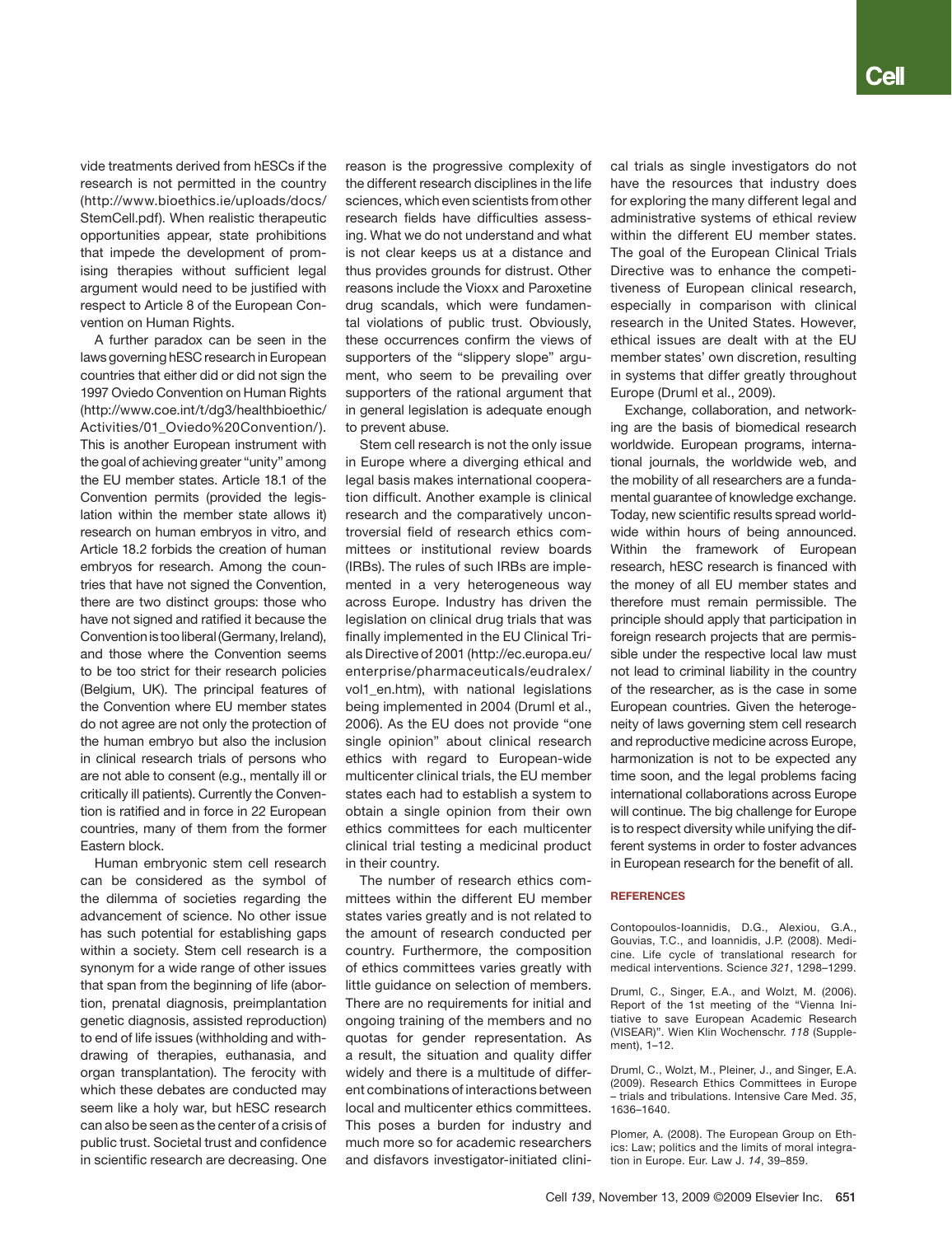vide treatments derived from hESCs if the research is not permitted in the country (http://www.bioethics.ie/uploads/docs/StemCell.pdf). When realistic therapeutic opportunities appear, state prohibitions that impede the development of promising therapies without sufficient legal argument would need to be justified with respect to Article 8 of the European Convention on Human Rights.

A further paradox can be seen in the laws governing hESC research in European countries that either did or did not sign the 1997 Oviedo Convention on Human Rights (http://www.coe.int/t/dg3/healthbioethic/Activities/01_Oviedo%20Convention/). This is another European instrument with the goal of achieving greater "unity" among the EU member states. Article 18.1 of the Convention permits (provided the legislation within the member state allows it) research on human embryos in vitro, and Article 18.2 forbids the creation of human embryos for research. Among the countries that have not signed the Convention, there are two distinct groups: those who have not signed and ratified it because the Convention is too liberal (Germany, Ireland), and those where the Convention seems to be too strict for their research policies (Belgium, UK). The principal features of the Convention where EU member states do not agree are not only the protection of the human embryo but also the inclusion in clinical research trials of persons who are not able to consent (e.g., mentally ill or critically ill patients). Currently the Convention is ratified and in force in 22 European countries, many of them from the former Eastern block.

Human embryonic stem cell research can be considered as the symbol of the dilemma of societies regarding the advancement of science. No other issue has such potential for establishing gaps within a society. Stem cell research is a synonym for a wide range of other issues that span from the beginning of life (abortion, prenatal diagnosis, preimplantation genetic diagnosis, assisted reproduction) to end of life issues (withholding and withdrawing of therapies, euthanasia, and organ transplantation). The ferocity with which these debates are conducted may seem like a holy war, but hESC research can also be seen as the center of a crisis of public trust. Societal trust and confidence in scientific research are decreasing. One reason is the progressive complexity of the different research disciplines in the life sciences, which even scientists from other research fields have difficulties assessing. What we do not understand and what is not clear keeps us at a distance and thus provides grounds for distrust. Other reasons include the Vioxx and Paroxetine drug scandals, which were fundamental violations of public trust. Obviously, these occurrences confirm the views of supporters of the "slippery slope" argument, who seem to be prevailing over supporters of the rational argument that in general legislation is adequate enough to prevent abuse.

Stem cell research is not the only issue in Europe where a diverging ethical and legal basis makes international cooperation difficult. Another example is clinical research and the comparatively uncontroversial field of research ethics committees or institutional review boards (IRBs). The rules of such IRBs are implemented in a very heterogeneous way across Europe. Industry has driven the legislation on clinical drug trials that was finally implemented in the EU Clinical Trials Directive of 2001 (http://ec.europa.eu/enterprise/pharmaceuticals/eudralex/vol1_en.htm), with national legislations being implemented in 2004 (Druml et al., 2006). As the EU does not provide "one single opinion" about clinical research ethics with regard to European-wide multicenter clinical trials, the EU member states each had to establish a system to obtain a single opinion from their own ethics committees for each multicenter clinical trial testing a medicinal product in their country.

The number of research ethics committees within the different EU member states varies greatly and is not related to the amount of research conducted per country. Furthermore, the composition of ethics committees varies greatly with little guidance on selection of members. There are no requirements for initial and ongoing training of the members and no quotas for gender representation. As a result, the situation and quality differ widely and there is a multitude of different combinations of interactions between local and multicenter ethics committees. This poses a burden for industry and much more so for academic researchers and disfavors investigator-initiated clinical trials as single investigators do not have the resources that industry does for exploring the many different legal and administrative systems of ethical review within the different EU member states. The goal of the European Clinical Trials Directive was to enhance the competitiveness of European clinical research, especially in comparison with clinical research in the United States. However, ethical issues are dealt with at the EU member states' own discretion, resulting in systems that differ greatly throughout Europe (Druml et al., 2009).

Exchange, collaboration, and networking are the basis of biomedical research worldwide. European programs, international journals, the worldwide web, and the mobility of all researchers are a fundamental guarantee of knowledge exchange. Today, new scientific results spread worldwide within hours of being announced. Within the framework of European research, hESC research is financed with the money of all EU member states and therefore must remain permissible. The principle should apply that participation in foreign research projects that are permissible under the respective local law must not lead to criminal liability in the country of the researcher, as is the case in some European countries. Given the heterogeneity of laws governing stem cell research and reproductive medicine across Europe, harmonization is not to be expected any time soon, and the legal problems facing international collaborations across Europe will continue. The big challenge for Europe is to respect diversity while unifying the different systems in order to foster advances in European research for the benefit of all.

## REFERENCES

Contopoulos-Ioannidis, D.G., Alexiou, G.A., Gouvias, T.C., and Ioannidis, J.P. (2008). Medicine. Life cycle of translational research for medical interventions. Science *321*, 1298–1299.

Druml, C., Singer, E.A., and Wolzt, M. (2006). Report of the 1st meeting of the "Vienna Initiative to save European Academic Research (VISEAR)". Wien Klin Wochenschr. *118* (Supplement), 1–12.

Druml, C., Wolzt, M., Pleiner, J., and Singer, E.A. (2009). Research Ethics Committees in Europe – trials and tribulations. Intensive Care Med. *35*, 1636–1640.

Plomer, A. (2008). The European Group on Ethics: Law; politics and the limits of moral integration in Europe. Eur. Law J. *14*, 39–859.